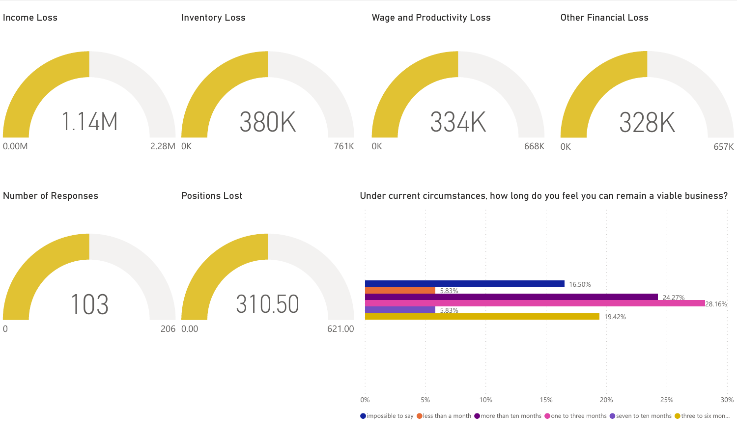## Income Loss

1.14M

0.00M — 2.28M

## Inventory Loss

380K

0K — 761K

## Wage and Productivity Loss

334K

0K — 668K

## Other Financial Loss

328K

0K — 657K

## Number of Responses

103

0 — 206

## Positions Lost

310.50

0.00 — 621.00

## Under current circumstances, how long do you feel you can remain a viable business?

| Response | Percentage |
| --- | --- |
| impossible to say | 16.50% |
| less than a month | 5.83% |
| more than ten months | 24.27% |
| one to three months | 28.16% |
| seven to ten months | 5.83% |
| three to six mon... | 19.42% |

0% 5% 10% 15% 20% 25% 30%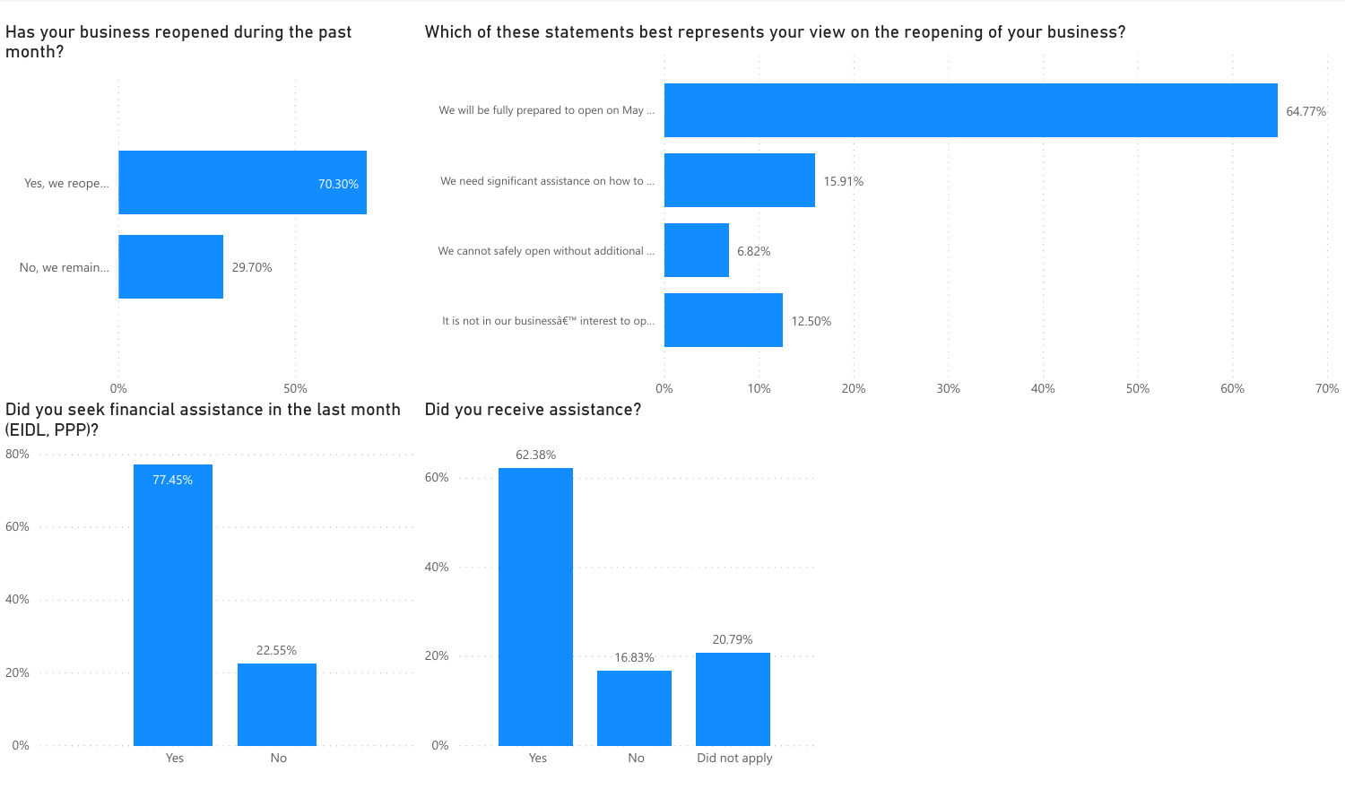## Has your business reopened during the past month?

Yes, we reope...
70.30%
No, we remain...
29.70%
0%
50%

## Which of these statements best represents your view on the reopening of your business?

We will be fully prepared to open on May ...
64.77%
We need significant assistance on how to ...
15.91%
We cannot safely open without additional ...
6.82%
It is not in our businessâ€™ interest to op...
12.50%
0%
10%
20%
30%
40%
50%
60%
70%

## Did you seek financial assistance in the last month (EIDL, PPP)?

80%
60%
40%
20%
0%
77.45%
22.55%
Yes
No

## Did you receive assistance?

60%
40%
20%
0%
62.38%
16.83%
20.79%
Yes
No
Did not apply